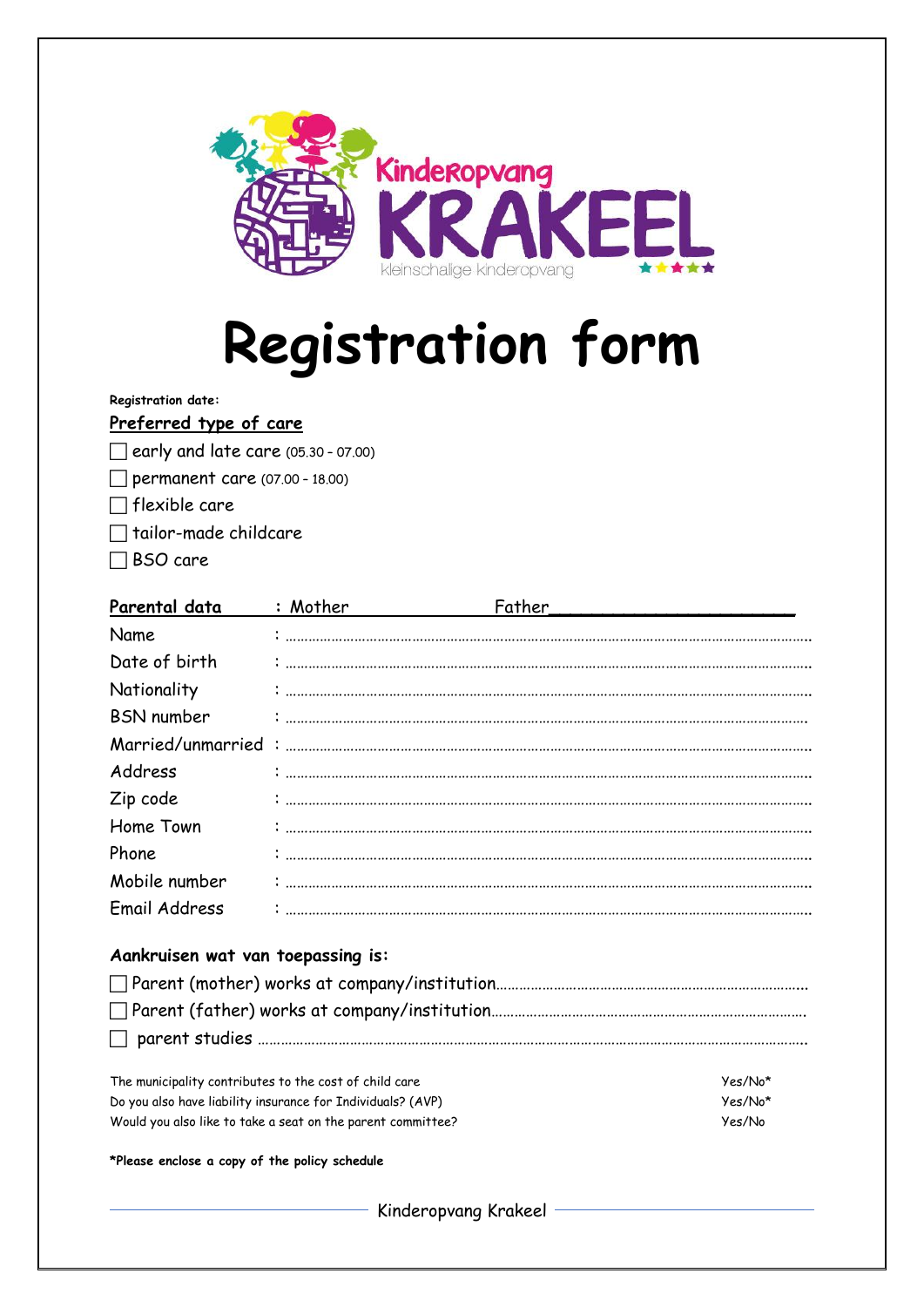Kinderopvang KRAKEEL

kleinschalige kinderopvang

# Registration form

**Registration date:**

**Preferred type of care**

☐ early and late care (05.30 - 07.00)

☐ permanent care (07.00 - 18.00)

☐ flexible care

☐ tailor-made childcare

☐ BSO care

| Parental data | : Mother | Father |
|---|---|---|
| Name | : | |
| Date of birth | : | |
| Nationality | : | |
| BSN number | : | |
| Married/unmarried | : | |
| Address | : | |
| Zip code | : | |
| Home Town | : | |
| Phone | : | |
| Mobile number | : | |
| Email Address | : | |

**Aankruisen wat van toepassing is:**

☐ Parent (mother) works at company/institution……………………………………………………………

☐ Parent (father) works at company/institution……………………………………………………………

☐ parent studies ………………………………………………………………………………………………

| | |
|---|---|
| The municipality contributes to the cost of child care | Yes/No* |
| Do you also have liability insurance for Individuals? (AVP) | Yes/No* |
| Would you also like to take a seat on the parent committee? | Yes/No |

***Please enclose a copy of the policy schedule**

Kinderopvang Krakeel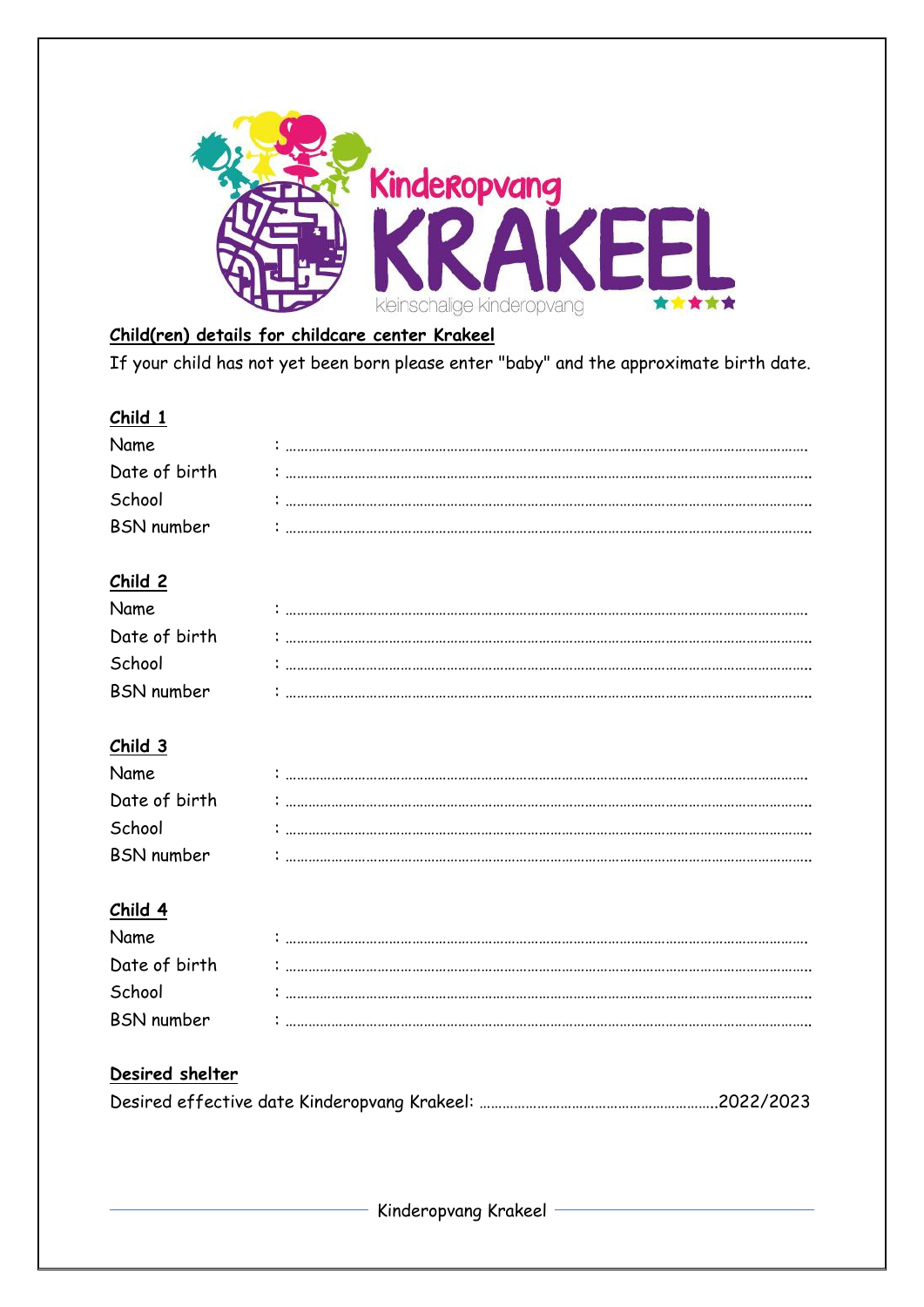**Child(ren) details for childcare center Krakeel**

If your child has not yet been born please enter "baby" and the approximate birth date.

**Child 1**

Name : ……………………………………………………………………………………………………………

Date of birth : ……………………………………………………………………………………………………………

School : ……………………………………………………………………………………………………………

BSN number : ……………………………………………………………………………………………………………

**Child 2**

Name : ……………………………………………………………………………………………………………

Date of birth : ……………………………………………………………………………………………………………

School : ……………………………………………………………………………………………………………

BSN number : ……………………………………………………………………………………………………………

**Child 3**

Name : ……………………………………………………………………………………………………………

Date of birth : ……………………………………………………………………………………………………………

School : ……………………………………………………………………………………………………………

BSN number : ……………………………………………………………………………………………………………

**Child 4**

Name : ……………………………………………………………………………………………………………

Date of birth : ……………………………………………………………………………………………………………

School : ……………………………………………………………………………………………………………

BSN number : ……………………………………………………………………………………………………………

**Desired shelter**

Desired effective date Kinderopvang Krakeel: …………………………………………………….2022/2023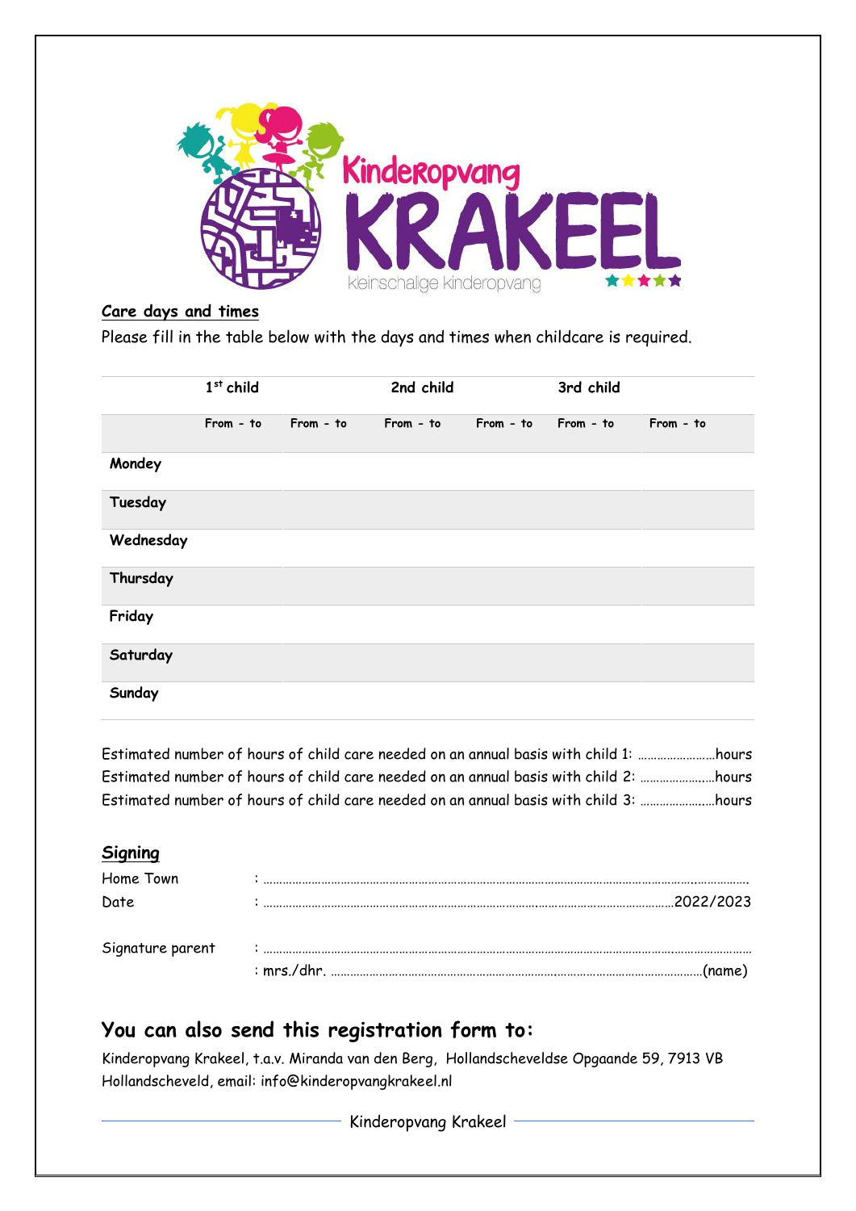## Care days and times

Please fill in the table below with the days and times when childcare is required.

| | 1st child | | 2nd child | | 3rd child | |
|---|---|---|---|---|---|---|
| | From - to | From - to | From - to | From - to | From - to | From - to |
| Mondey | | | | | | |
| Tuesday | | | | | | |
| Wednesday | | | | | | |
| Thursday | | | | | | |
| Friday | | | | | | |
| Saturday | | | | | | |
| Sunday | | | | | | |

Estimated number of hours of child care needed on an annual basis with child 1: ……………………hours
Estimated number of hours of child care needed on an annual basis with child 2: ……………………hours
Estimated number of hours of child care needed on an annual basis with child 3: ……………………hours

## Signing

Home Town : ……………………………………………………………………………………………………………

Date : ……………………………………………………………………………………………2022/2023

Signature parent : ……………………………………………………………………………………………………………

: mrs./dhr. ……………………………………………………………………………………(name)

## You can also send this registration form to:

Kinderopvang Krakeel, t.a.v. Miranda van den Berg, Hollandscheveldse Opgaande 59, 7913 VB Hollandscheveld, email: info@kinderopvangkrakeel.nl